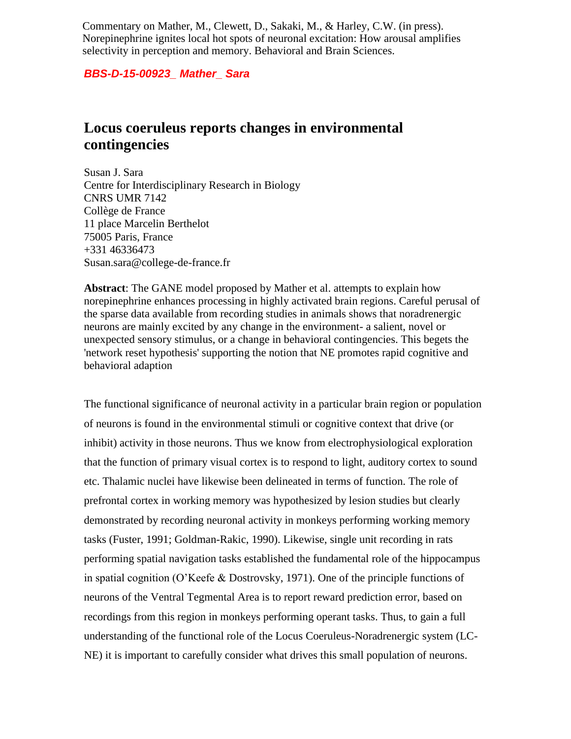Commentary on Mather, M., Clewett, D., Sakaki, M., & Harley, C.W. (in press). Norepinephrine ignites local hot spots of neuronal excitation: How arousal amplifies selectivity in perception and memory. Behavioral and Brain Sciences.

***BBS-D-15-00923_ Mather_ Sara***

# Locus coeruleus reports changes in environmental contingencies

Susan J. Sara
Centre for Interdisciplinary Research in Biology
CNRS UMR 7142
Collège de France
11 place Marcelin Berthelot
75005 Paris, France
+331 46336473
Susan.sara@college-de-france.fr

**Abstract**: The GANE model proposed by Mather et al. attempts to explain how norepinephrine enhances processing in highly activated brain regions. Careful perusal of the sparse data available from recording studies in animals shows that noradrenergic neurons are mainly excited by any change in the environment- a salient, novel or unexpected sensory stimulus, or a change in behavioral contingencies. This begets the 'network reset hypothesis' supporting the notion that NE promotes rapid cognitive and behavioral adaption

The functional significance of neuronal activity in a particular brain region or population of neurons is found in the environmental stimuli or cognitive context that drive (or inhibit) activity in those neurons. Thus we know from electrophysiological exploration that the function of primary visual cortex is to respond to light, auditory cortex to sound etc. Thalamic nuclei have likewise been delineated in terms of function. The role of prefrontal cortex in working memory was hypothesized by lesion studies but clearly demonstrated by recording neuronal activity in monkeys performing working memory tasks (Fuster, 1991; Goldman-Rakic, 1990). Likewise, single unit recording in rats performing spatial navigation tasks established the fundamental role of the hippocampus in spatial cognition (O'Keefe & Dostrovsky, 1971). One of the principle functions of neurons of the Ventral Tegmental Area is to report reward prediction error, based on recordings from this region in monkeys performing operant tasks. Thus, to gain a full understanding of the functional role of the Locus Coeruleus-Noradrenergic system (LC-NE) it is important to carefully consider what drives this small population of neurons.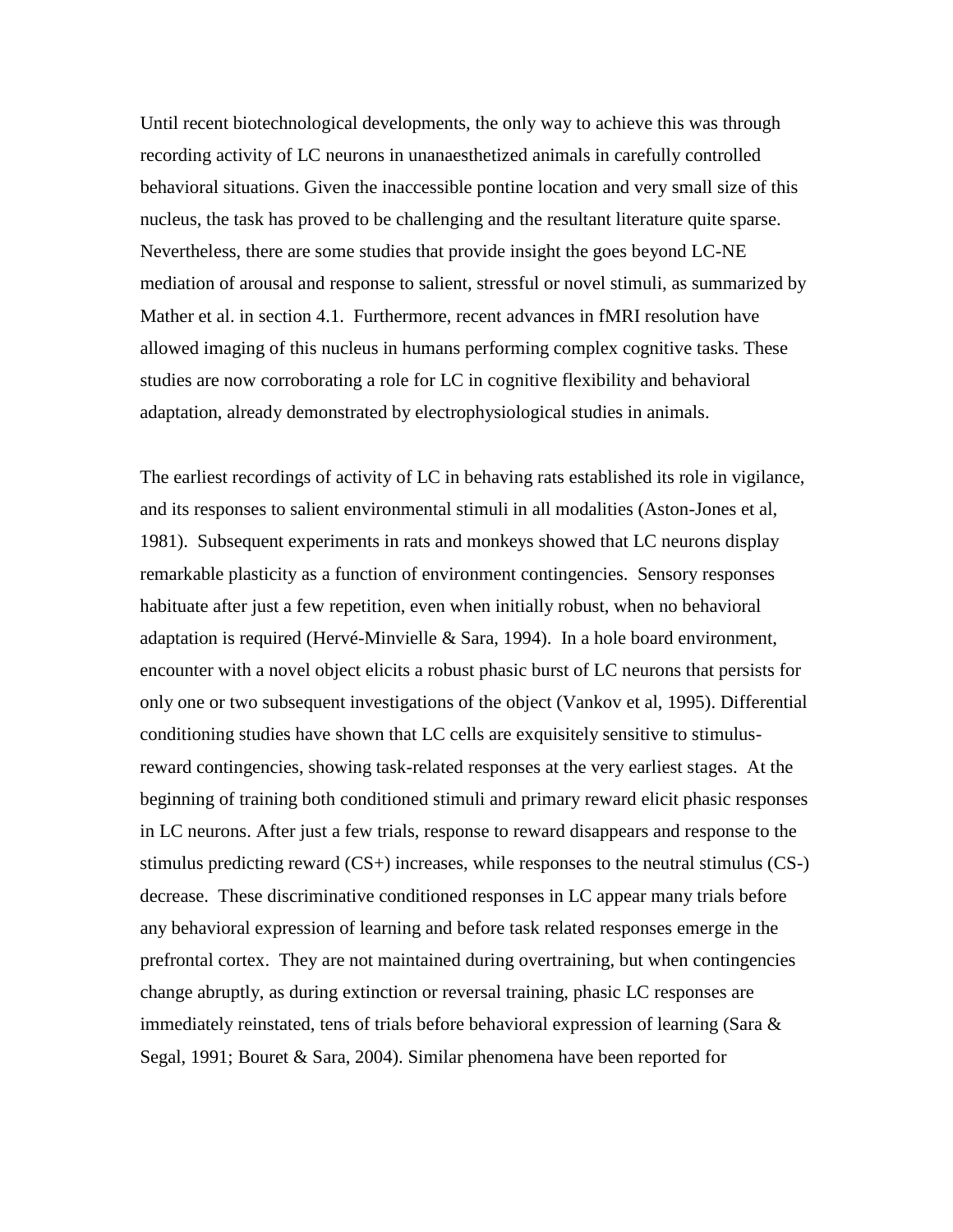Until recent biotechnological developments, the only way to achieve this was through recording activity of LC neurons in unanaesthetized animals in carefully controlled behavioral situations. Given the inaccessible pontine location and very small size of this nucleus, the task has proved to be challenging and the resultant literature quite sparse. Nevertheless, there are some studies that provide insight the goes beyond LC-NE mediation of arousal and response to salient, stressful or novel stimuli, as summarized by Mather et al. in section 4.1. Furthermore, recent advances in fMRI resolution have allowed imaging of this nucleus in humans performing complex cognitive tasks. These studies are now corroborating a role for LC in cognitive flexibility and behavioral adaptation, already demonstrated by electrophysiological studies in animals.

The earliest recordings of activity of LC in behaving rats established its role in vigilance, and its responses to salient environmental stimuli in all modalities (Aston-Jones et al, 1981). Subsequent experiments in rats and monkeys showed that LC neurons display remarkable plasticity as a function of environment contingencies. Sensory responses habituate after just a few repetition, even when initially robust, when no behavioral adaptation is required (Hervé-Minvielle & Sara, 1994). In a hole board environment, encounter with a novel object elicits a robust phasic burst of LC neurons that persists for only one or two subsequent investigations of the object (Vankov et al, 1995). Differential conditioning studies have shown that LC cells are exquisitely sensitive to stimulus-reward contingencies, showing task-related responses at the very earliest stages. At the beginning of training both conditioned stimuli and primary reward elicit phasic responses in LC neurons. After just a few trials, response to reward disappears and response to the stimulus predicting reward (CS+) increases, while responses to the neutral stimulus (CS-) decrease. These discriminative conditioned responses in LC appear many trials before any behavioral expression of learning and before task related responses emerge in the prefrontal cortex. They are not maintained during overtraining, but when contingencies change abruptly, as during extinction or reversal training, phasic LC responses are immediately reinstated, tens of trials before behavioral expression of learning (Sara & Segal, 1991; Bouret & Sara, 2004). Similar phenomena have been reported for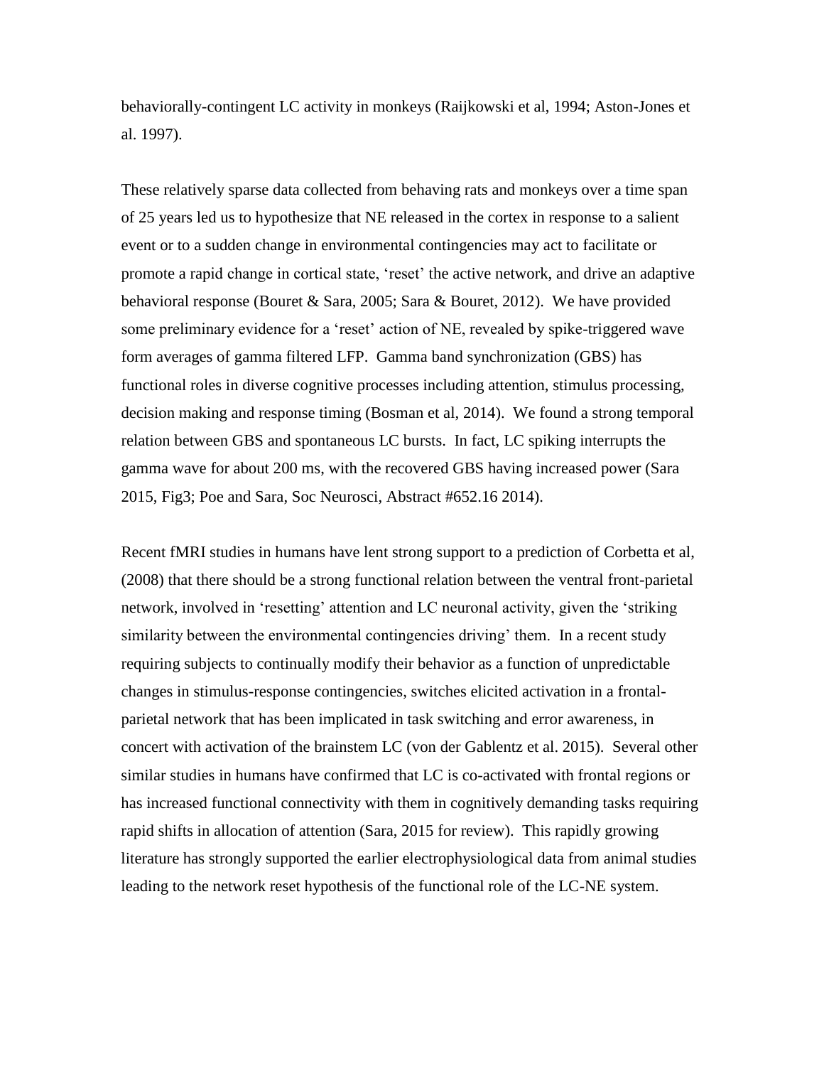behaviorally-contingent LC activity in monkeys (Raijkowski et al, 1994; Aston-Jones et al. 1997).

These relatively sparse data collected from behaving rats and monkeys over a time span of 25 years led us to hypothesize that NE released in the cortex in response to a salient event or to a sudden change in environmental contingencies may act to facilitate or promote a rapid change in cortical state, 'reset' the active network, and drive an adaptive behavioral response (Bouret & Sara, 2005; Sara & Bouret, 2012). We have provided some preliminary evidence for a 'reset' action of NE, revealed by spike-triggered wave form averages of gamma filtered LFP. Gamma band synchronization (GBS) has functional roles in diverse cognitive processes including attention, stimulus processing, decision making and response timing (Bosman et al, 2014). We found a strong temporal relation between GBS and spontaneous LC bursts. In fact, LC spiking interrupts the gamma wave for about 200 ms, with the recovered GBS having increased power (Sara 2015, Fig3; Poe and Sara, Soc Neurosci, Abstract #652.16 2014).

Recent fMRI studies in humans have lent strong support to a prediction of Corbetta et al, (2008) that there should be a strong functional relation between the ventral front-parietal network, involved in 'resetting' attention and LC neuronal activity, given the 'striking similarity between the environmental contingencies driving' them. In a recent study requiring subjects to continually modify their behavior as a function of unpredictable changes in stimulus-response contingencies, switches elicited activation in a frontal-parietal network that has been implicated in task switching and error awareness, in concert with activation of the brainstem LC (von der Gablentz et al. 2015). Several other similar studies in humans have confirmed that LC is co-activated with frontal regions or has increased functional connectivity with them in cognitively demanding tasks requiring rapid shifts in allocation of attention (Sara, 2015 for review). This rapidly growing literature has strongly supported the earlier electrophysiological data from animal studies leading to the network reset hypothesis of the functional role of the LC-NE system.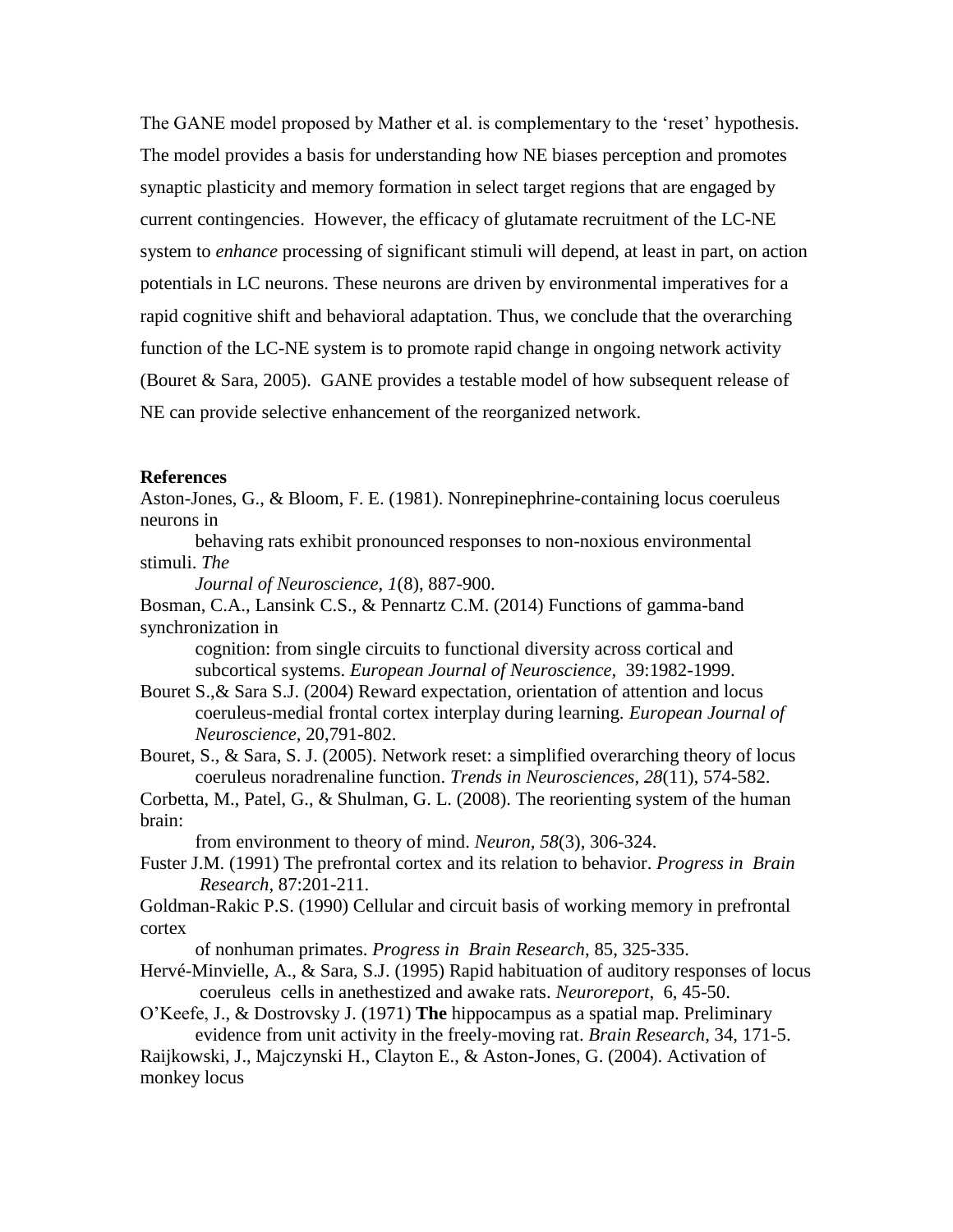The GANE model proposed by Mather et al. is complementary to the 'reset' hypothesis. The model provides a basis for understanding how NE biases perception and promotes synaptic plasticity and memory formation in select target regions that are engaged by current contingencies. However, the efficacy of glutamate recruitment of the LC-NE system to *enhance* processing of significant stimuli will depend, at least in part, on action potentials in LC neurons. These neurons are driven by environmental imperatives for a rapid cognitive shift and behavioral adaptation. Thus, we conclude that the overarching function of the LC-NE system is to promote rapid change in ongoing network activity (Bouret & Sara, 2005). GANE provides a testable model of how subsequent release of NE can provide selective enhancement of the reorganized network.

**References**

Aston-Jones, G., & Bloom, F. E. (1981). Nonrepinephrine-containing locus coeruleus neurons in behaving rats exhibit pronounced responses to non-noxious environmental stimuli. *The Journal of Neuroscience, 1*(8), 887-900.

Bosman, C.A., Lansink C.S., & Pennartz C.M. (2014) Functions of gamma-band synchronization in cognition: from single circuits to functional diversity across cortical and subcortical systems. *European Journal of Neuroscience*, 39:1982-1999.

Bouret S.,& Sara S.J. (2004) Reward expectation, orientation of attention and locus coeruleus-medial frontal cortex interplay during learning. *European Journal of Neuroscience,* 20,791-802.

Bouret, S., & Sara, S. J. (2005). Network reset: a simplified overarching theory of locus coeruleus noradrenaline function. *Trends in Neurosciences, 28*(11), 574-582.

Corbetta, M., Patel, G., & Shulman, G. L. (2008). The reorienting system of the human brain: from environment to theory of mind. *Neuron, 58*(3), 306-324.

Fuster J.M. (1991) The prefrontal cortex and its relation to behavior. *Progress in Brain Research*, 87:201-211.

Goldman-Rakic P.S. (1990) Cellular and circuit basis of working memory in prefrontal cortex of nonhuman primates. *Progress in Brain Research*, 85, 325-335.

Hervé-Minvielle, A., & Sara, S.J. (1995) Rapid habituation of auditory responses of locus coeruleus cells in anethestized and awake rats. *Neuroreport,* 6, 45-50.

O'Keefe, J., & Dostrovsky J. (1971) **The** hippocampus as a spatial map. Preliminary evidence from unit activity in the freely-moving rat. *Brain Research*, 34, 171-5.

Raijkowski, J., Majczynski H., Clayton E., & Aston-Jones, G. (2004). Activation of monkey locus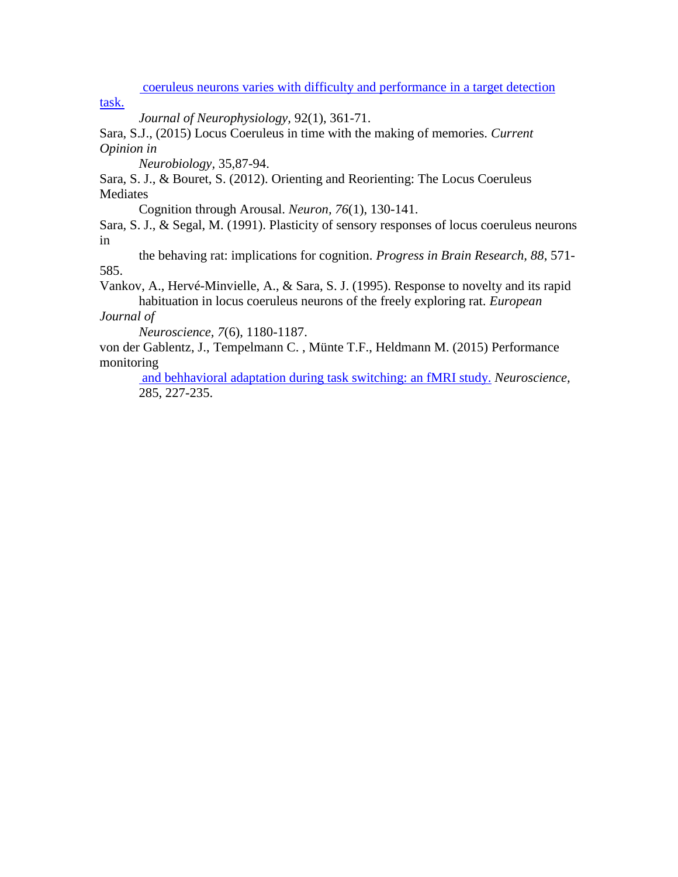coeruleus neurons varies with difficulty and performance in a target detection task. *Journal of Neurophysiology*, 92(1), 361-71.

Sara, S.J., (2015) Locus Coeruleus in time with the making of memories. *Current Opinion in Neurobiology*, 35,87-94.

Sara, S. J., & Bouret, S. (2012). Orienting and Reorienting: The Locus Coeruleus Mediates Cognition through Arousal. *Neuron*, *76*(1), 130-141.

Sara, S. J., & Segal, M. (1991). Plasticity of sensory responses of locus coeruleus neurons in the behaving rat: implications for cognition. *Progress in Brain Research*, *88*, 571-585.

Vankov, A., Hervé-Minvielle, A., & Sara, S. J. (1995). Response to novelty and its rapid habituation in locus coeruleus neurons of the freely exploring rat. *European Journal of Neuroscience*, *7*(6), 1180-1187.

von der Gablentz, J., Tempelmann C. , Münte T.F., Heldmann M. (2015) Performance monitoring and behhavioral adaptation during task switching: an fMRI study. *Neuroscience*, 285, 227-235.